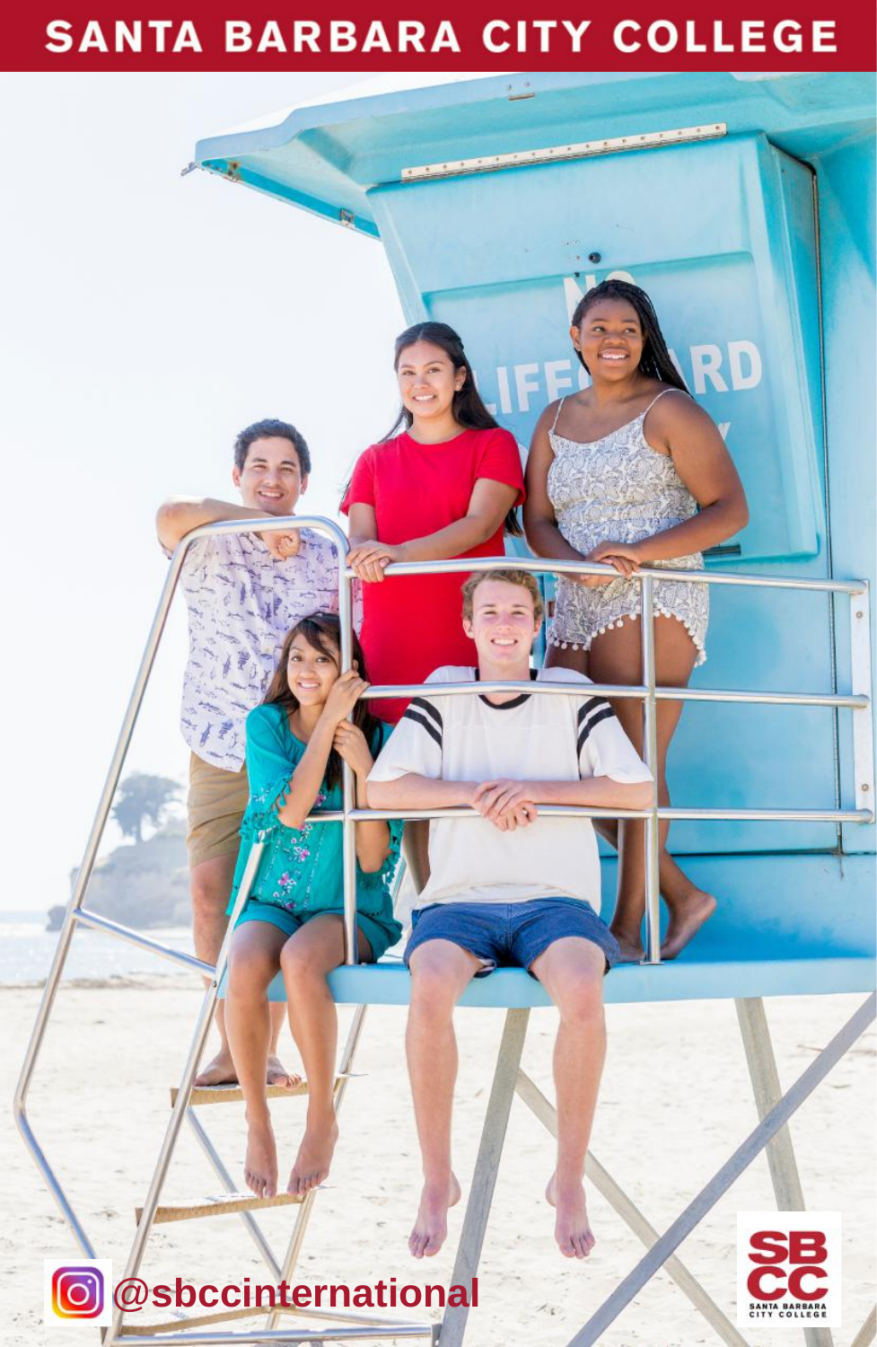# SANTA BARBARA CITY COLLEGE

@sbccinternational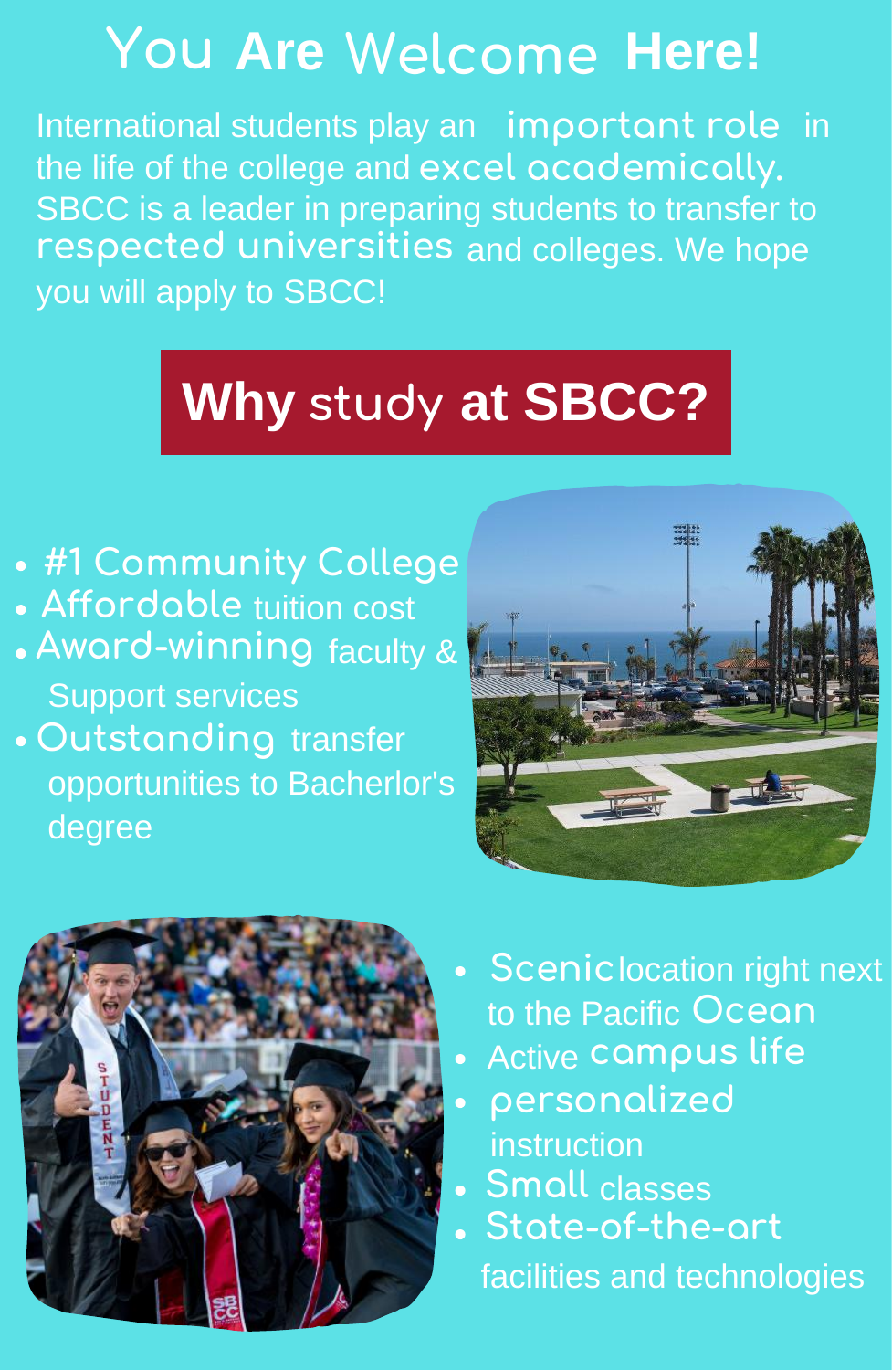# You Are Welcome Here!

International students play an important role in the life of the college and excel academically. SBCC is a leader in preparing students to transfer to respected universities and colleges. We hope you will apply to SBCC!

## Why study at SBCC?

- #1 Community College
- Affordable tuition cost
- Award-winning faculty & Support services
- Outstanding transfer opportunities to Bacherlor's degree

- Scenic location right next to the Pacific Ocean
- Active campus life
- personalized instruction
- Small classes
- State-of-the-art facilities and technologies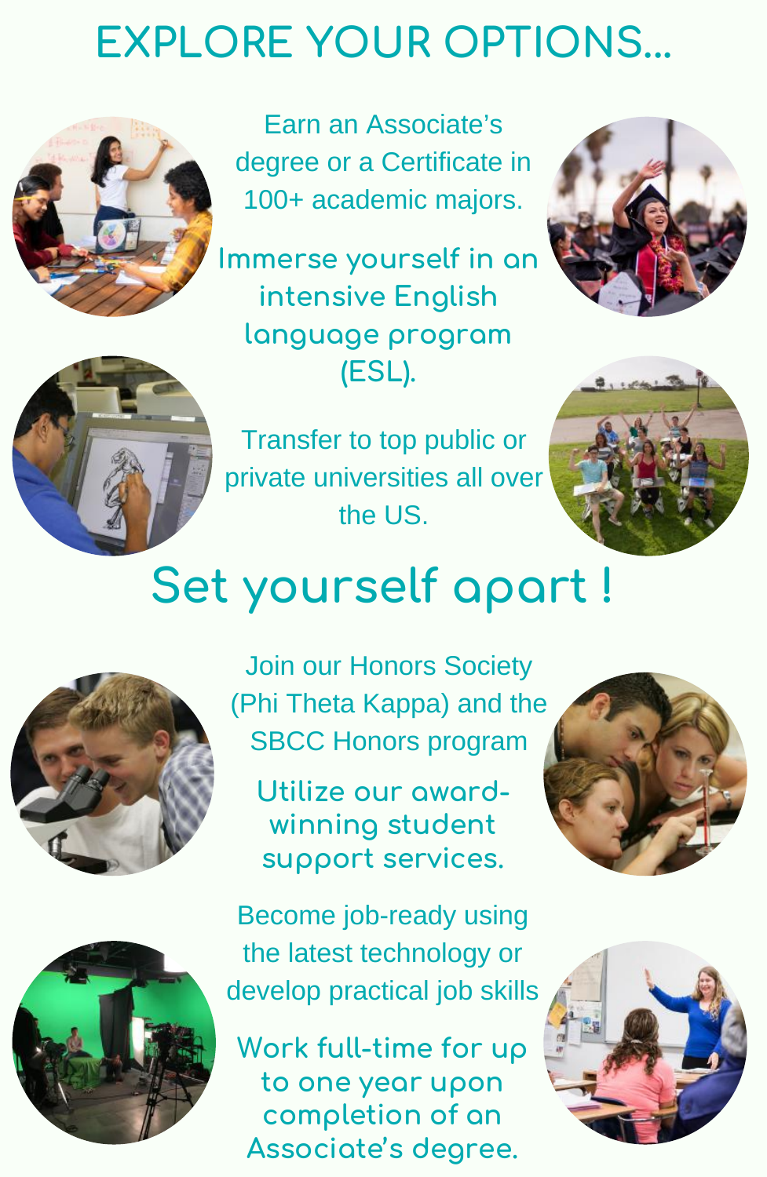# EXPLORE YOUR OPTIONS...

Earn an Associate's degree or a Certificate in 100+ academic majors.

Immerse yourself in an intensive English language program (ESL).

Transfer to top public or private universities all over the US.

## Set yourself apart !

Join our Honors Society (Phi Theta Kappa) and the SBCC Honors program

Utilize our award-winning student support services.

Become job-ready using the latest technology or develop practical job skills

Work full-time for up to one year upon completion of an Associate's degree.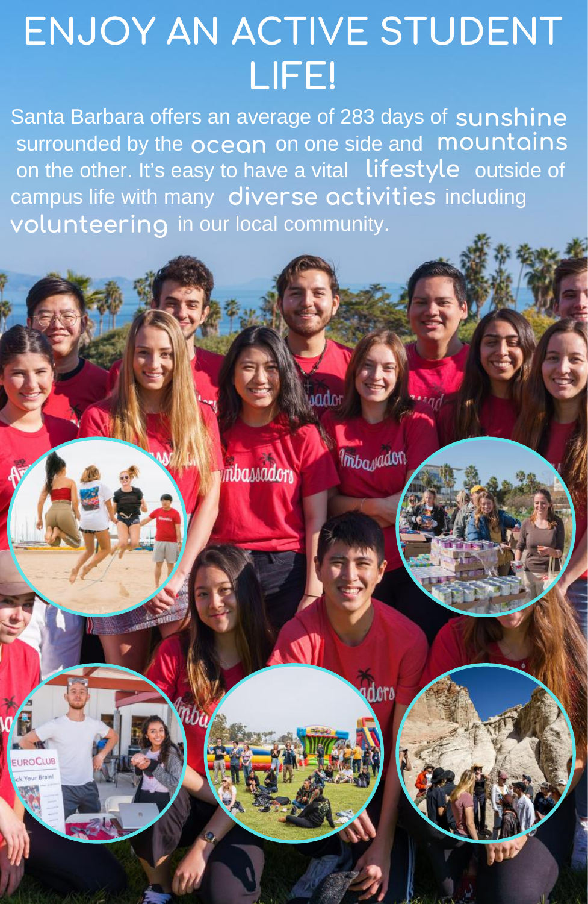# ENJOY AN ACTIVE STUDENT LIFE!

Santa Barbara offers an average of 283 days of **sunshine** surrounded by the **ocean** on one side and **mountains** on the other. It's easy to have a vital **lifestyle** outside of campus life with many **diverse activities** including **volunteering** in our local community.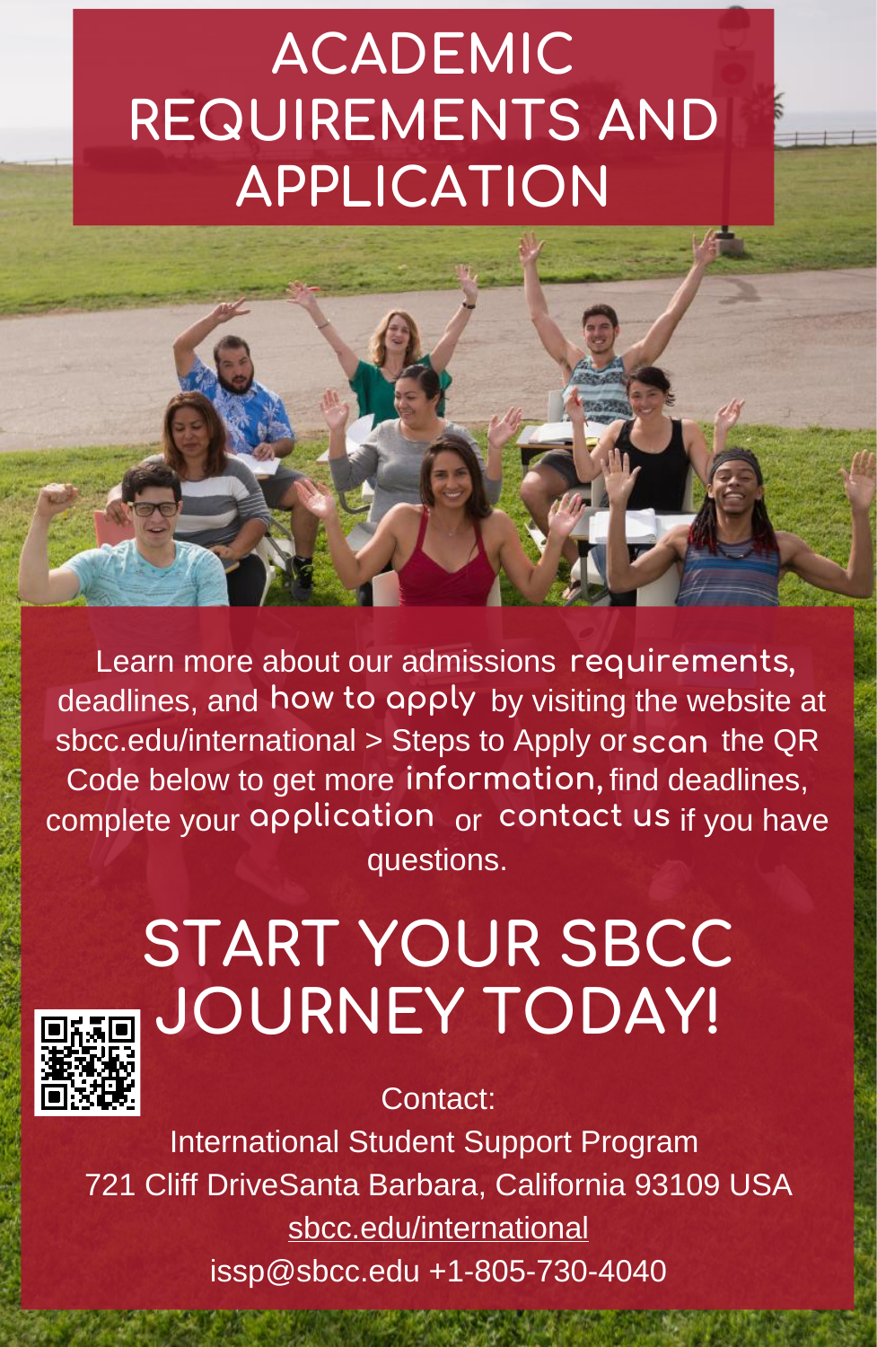# ACADEMIC REQUIREMENTS AND APPLICATION

Learn more about our admissions requirements, deadlines, and how to apply by visiting the website at sbcc.edu/international > Steps to Apply or scan the QR Code below to get more information, find deadlines, complete your application or contact us if you have questions.

## START YOUR SBCC JOURNEY TODAY!

Contact:

International Student Support Program

721 Cliff DriveSanta Barbara, California 93109 USA

sbcc.edu/international

issp@sbcc.edu +1-805-730-4040